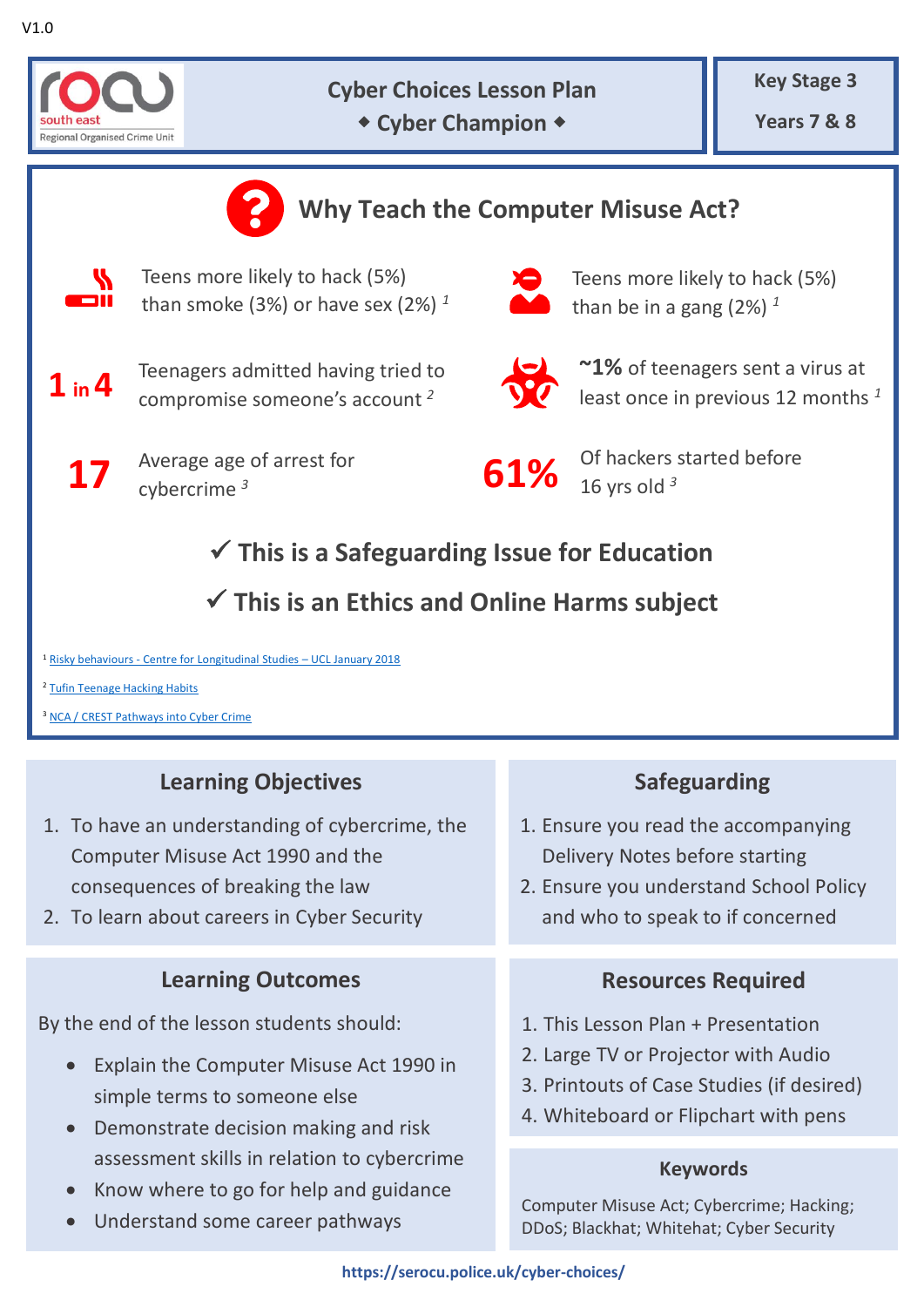V1.0

ROCU south east – Regional Organised Crime Unit

# Cyber Choices Lesson Plan

◆ Cyber Champion ◆

**Key Stage 3**

**Years 7 & 8**

## Why Teach the Computer Misuse Act?

Teens more likely to hack (5%) than smoke (3%) or have sex (2%) [1]

Teens more likely to hack (5%) than be in a gang (2%) [1]

**1 in 4** Teenagers admitted having tried to compromise someone's account [2]

**~1%** of teenagers sent a virus at least once in previous 12 months [1]

**17** Average age of arrest for cybercrime [3]

**61%** Of hackers started before 16 yrs old [3]

**✓ This is a Safeguarding Issue for Education**

**✓ This is an Ethics and Online Harms subject**

[1] Risky behaviours - Centre for Longitudinal Studies – UCL January 2018

[2] Tufin Teenage Hacking Habits

[3] NCA / CREST Pathways into Cyber Crime

### Learning Objectives

1. To have an understanding of cybercrime, the Computer Misuse Act 1990 and the consequences of breaking the law
2. To learn about careers in Cyber Security

### Safeguarding

1. Ensure you read the accompanying Delivery Notes before starting
2. Ensure you understand School Policy and who to speak to if concerned

### Learning Outcomes

By the end of the lesson students should:

- Explain the Computer Misuse Act 1990 in simple terms to someone else
- Demonstrate decision making and risk assessment skills in relation to cybercrime
- Know where to go for help and guidance
- Understand some career pathways

### Resources Required

1. This Lesson Plan + Presentation
2. Large TV or Projector with Audio
3. Printouts of Case Studies (if desired)
4. Whiteboard or Flipchart with pens

### Keywords

Computer Misuse Act; Cybercrime; Hacking; DDoS; Blackhat; Whitehat; Cyber Security

https://serocu.police.uk/cyber-choices/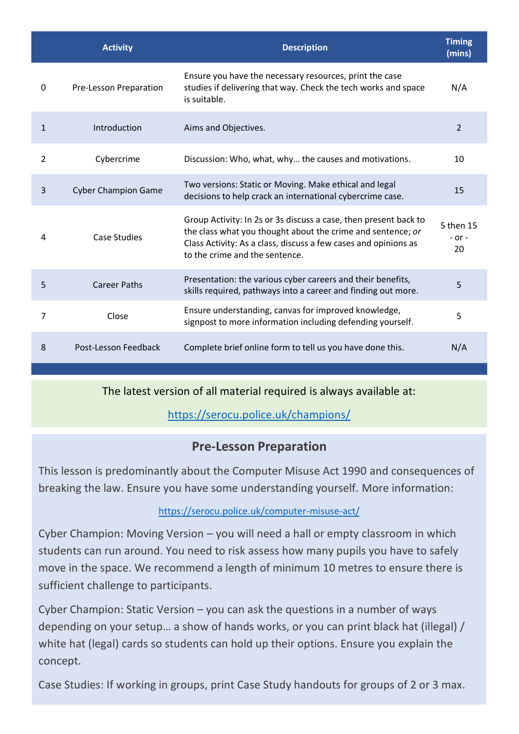| | Activity | Description | Timing (mins) |
|---|---|---|---|
| 0 | Pre-Lesson Preparation | Ensure you have the necessary resources, print the case studies if delivering that way. Check the tech works and space is suitable. | N/A |
| 1 | Introduction | Aims and Objectives. | 2 |
| 2 | Cybercrime | Discussion: Who, what, why… the causes and motivations. | 10 |
| 3 | Cyber Champion Game | Two versions: Static or Moving. Make ethical and legal decisions to help crack an international cybercrime case. | 15 |
| 4 | Case Studies | Group Activity: In 2s or 3s discuss a case, then present back to the class what you thought about the crime and sentence; *or* Class Activity: As a class, discuss a few cases and opinions as to the crime and the sentence. | 5 then 15 - or - 20 |
| 5 | Career Paths | Presentation: the various cyber careers and their benefits, skills required, pathways into a career and finding out more. | 5 |
| 7 | Close | Ensure understanding, canvas for improved knowledge, signpost to more information including defending yourself. | 5 |
| 8 | Post-Lesson Feedback | Complete brief online form to tell us you have done this. | N/A |

The latest version of all material required is always available at:

https://serocu.police.uk/champions/

## Pre-Lesson Preparation

This lesson is predominantly about the Computer Misuse Act 1990 and consequences of breaking the law. Ensure you have some understanding yourself. More information:

https://serocu.police.uk/computer-misuse-act/

Cyber Champion: Moving Version – you will need a hall or empty classroom in which students can run around. You need to risk assess how many pupils you have to safely move in the space. We recommend a length of minimum 10 metres to ensure there is sufficient challenge to participants.

Cyber Champion: Static Version – you can ask the questions in a number of ways depending on your setup… a show of hands works, or you can print black hat (illegal) / white hat (legal) cards so students can hold up their options. Ensure you explain the concept.

Case Studies: If working in groups, print Case Study handouts for groups of 2 or 3 max.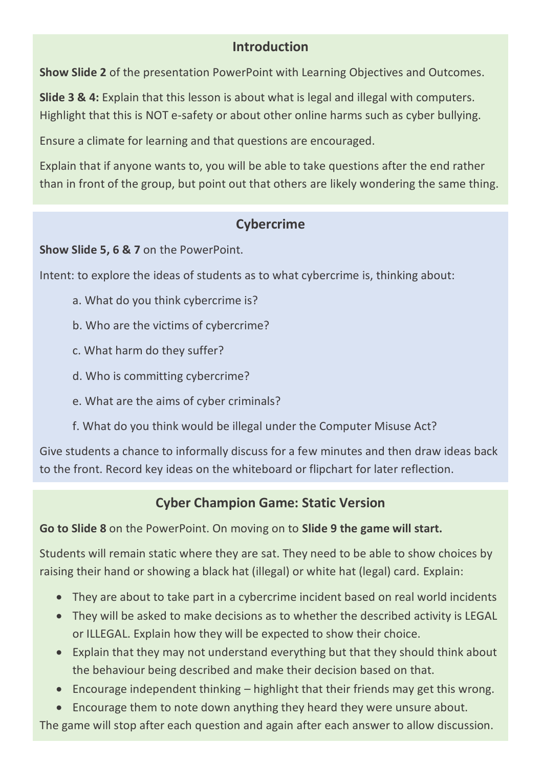## Introduction

**Show Slide 2** of the presentation PowerPoint with Learning Objectives and Outcomes.

**Slide 3 & 4:** Explain that this lesson is about what is legal and illegal with computers. Highlight that this is NOT e-safety or about other online harms such as cyber bullying.

Ensure a climate for learning and that questions are encouraged.

Explain that if anyone wants to, you will be able to take questions after the end rather than in front of the group, but point out that others are likely wondering the same thing.

## Cybercrime

**Show Slide 5, 6 & 7** on the PowerPoint.

Intent: to explore the ideas of students as to what cybercrime is, thinking about:

a. What do you think cybercrime is?

b. Who are the victims of cybercrime?

c. What harm do they suffer?

d. Who is committing cybercrime?

e. What are the aims of cyber criminals?

f. What do you think would be illegal under the Computer Misuse Act?

Give students a chance to informally discuss for a few minutes and then draw ideas back to the front. Record key ideas on the whiteboard or flipchart for later reflection.

## Cyber Champion Game: Static Version

**Go to Slide 8** on the PowerPoint. On moving on to **Slide 9 the game will start.**

Students will remain static where they are sat. They need to be able to show choices by raising their hand or showing a black hat (illegal) or white hat (legal) card. Explain:

- They are about to take part in a cybercrime incident based on real world incidents
- They will be asked to make decisions as to whether the described activity is LEGAL or ILLEGAL. Explain how they will be expected to show their choice.
- Explain that they may not understand everything but that they should think about the behaviour being described and make their decision based on that.
- Encourage independent thinking – highlight that their friends may get this wrong.
- Encourage them to note down anything they heard they were unsure about.

The game will stop after each question and again after each answer to allow discussion.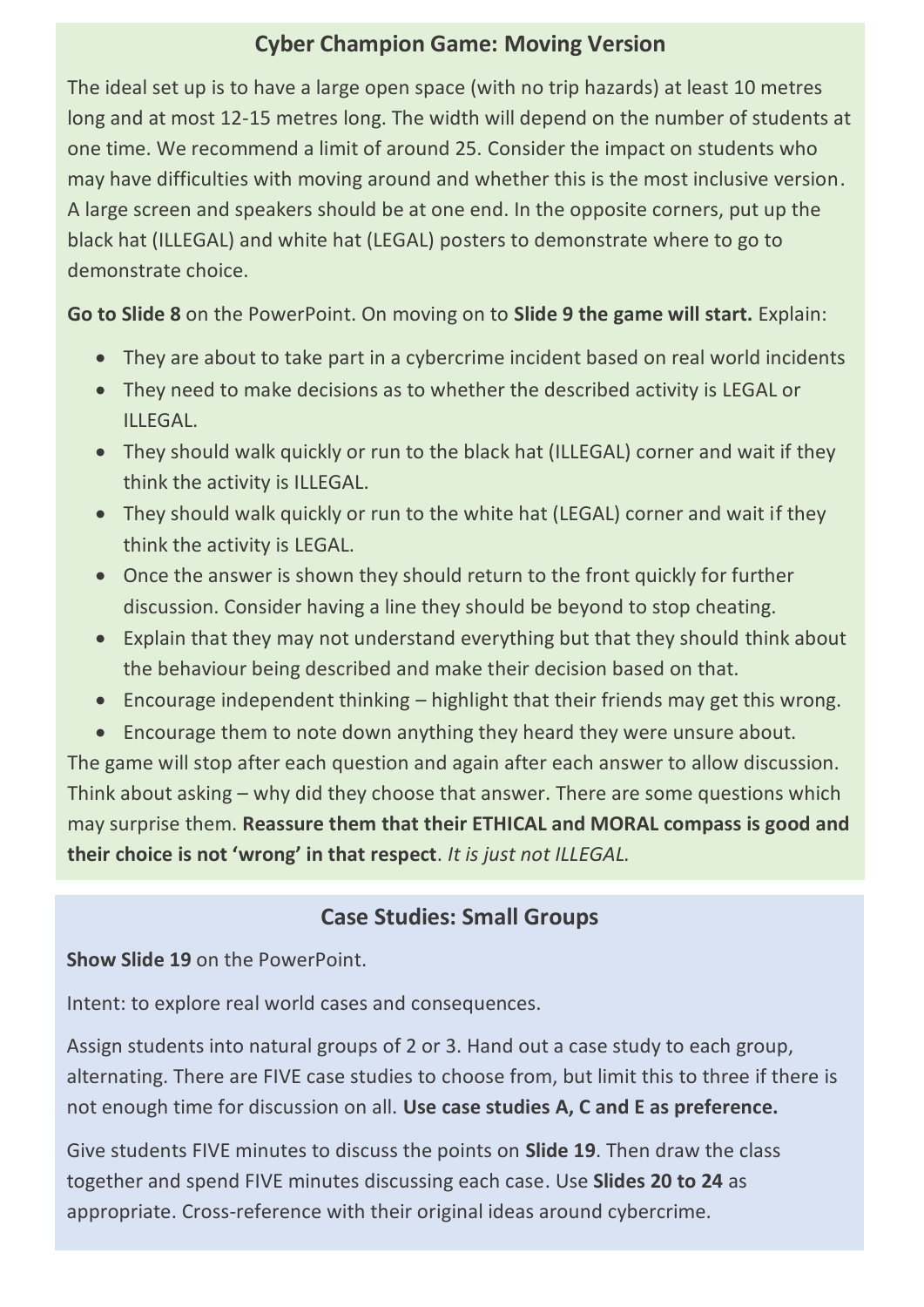## Cyber Champion Game: Moving Version

The ideal set up is to have a large open space (with no trip hazards) at least 10 metres long and at most 12-15 metres long. The width will depend on the number of students at one time. We recommend a limit of around 25. Consider the impact on students who may have difficulties with moving around and whether this is the most inclusive version. A large screen and speakers should be at one end. In the opposite corners, put up the black hat (ILLEGAL) and white hat (LEGAL) posters to demonstrate where to go to demonstrate choice.

**Go to Slide 8** on the PowerPoint. On moving on to **Slide 9 the game will start.** Explain:

- They are about to take part in a cybercrime incident based on real world incidents
- They need to make decisions as to whether the described activity is LEGAL or ILLEGAL.
- They should walk quickly or run to the black hat (ILLEGAL) corner and wait if they think the activity is ILLEGAL.
- They should walk quickly or run to the white hat (LEGAL) corner and wait if they think the activity is LEGAL.
- Once the answer is shown they should return to the front quickly for further discussion. Consider having a line they should be beyond to stop cheating.
- Explain that they may not understand everything but that they should think about the behaviour being described and make their decision based on that.
- Encourage independent thinking – highlight that their friends may get this wrong.
- Encourage them to note down anything they heard they were unsure about.

The game will stop after each question and again after each answer to allow discussion. Think about asking – why did they choose that answer. There are some questions which may surprise them. **Reassure them that their ETHICAL and MORAL compass is good and their choice is not 'wrong' in that respect**. *It is just not ILLEGAL.*

## Case Studies: Small Groups

**Show Slide 19** on the PowerPoint.

Intent: to explore real world cases and consequences.

Assign students into natural groups of 2 or 3. Hand out a case study to each group, alternating. There are FIVE case studies to choose from, but limit this to three if there is not enough time for discussion on all. **Use case studies A, C and E as preference.**

Give students FIVE minutes to discuss the points on **Slide 19**. Then draw the class together and spend FIVE minutes discussing each case. Use **Slides 20 to 24** as appropriate. Cross-reference with their original ideas around cybercrime.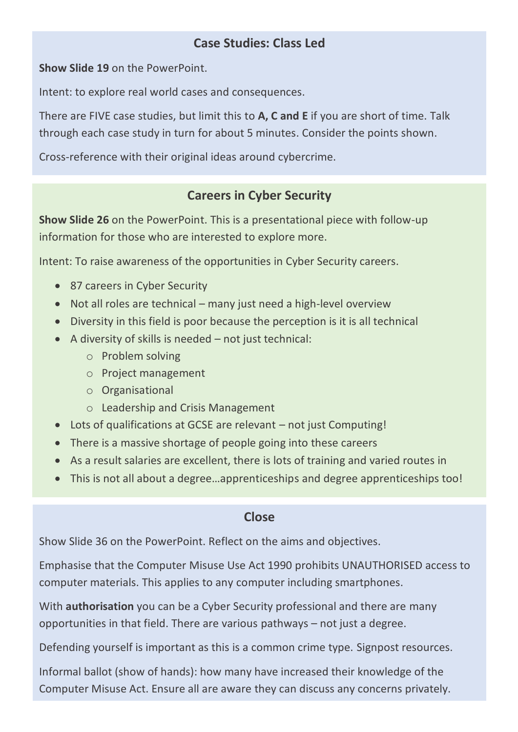## Case Studies: Class Led

**Show Slide 19** on the PowerPoint.

Intent: to explore real world cases and consequences.

There are FIVE case studies, but limit this to **A, C and E** if you are short of time. Talk through each case study in turn for about 5 minutes. Consider the points shown.

Cross-reference with their original ideas around cybercrime.

## Careers in Cyber Security

**Show Slide 26** on the PowerPoint. This is a presentational piece with follow-up information for those who are interested to explore more.

Intent: To raise awareness of the opportunities in Cyber Security careers.

- 87 careers in Cyber Security
- Not all roles are technical – many just need a high-level overview
- Diversity in this field is poor because the perception is it is all technical
- A diversity of skills is needed – not just technical:
  - Problem solving
  - Project management
  - Organisational
  - Leadership and Crisis Management
- Lots of qualifications at GCSE are relevant – not just Computing!
- There is a massive shortage of people going into these careers
- As a result salaries are excellent, there is lots of training and varied routes in
- This is not all about a degree…apprenticeships and degree apprenticeships too!

## Close

Show Slide 36 on the PowerPoint. Reflect on the aims and objectives.

Emphasise that the Computer Misuse Use Act 1990 prohibits UNAUTHORISED access to computer materials. This applies to any computer including smartphones.

With **authorisation** you can be a Cyber Security professional and there are many opportunities in that field. There are various pathways – not just a degree.

Defending yourself is important as this is a common crime type. Signpost resources.

Informal ballot (show of hands): how many have increased their knowledge of the Computer Misuse Act. Ensure all are aware they can discuss any concerns privately.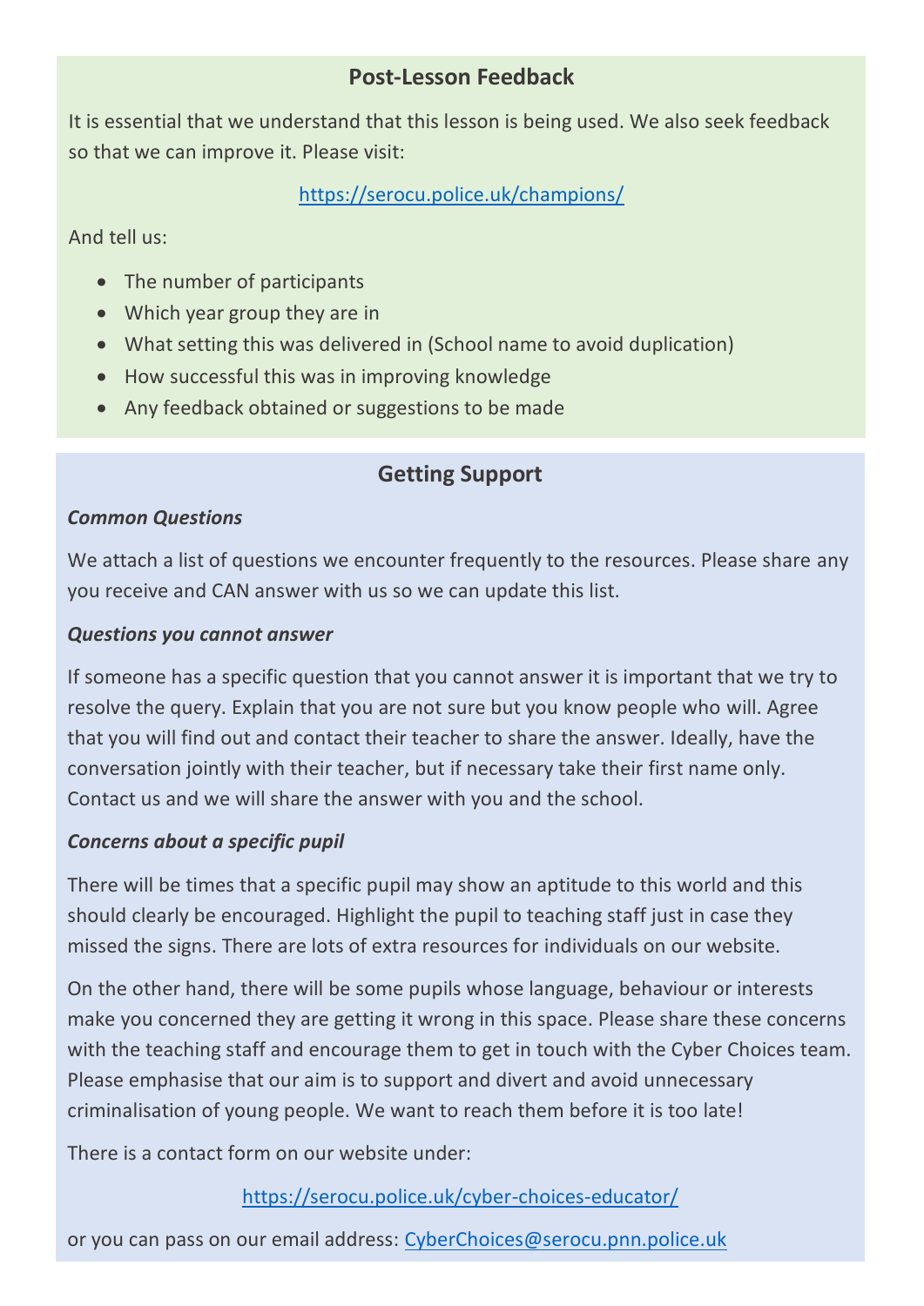## Post-Lesson Feedback

It is essential that we understand that this lesson is being used. We also seek feedback so that we can improve it. Please visit:

https://serocu.police.uk/champions/

And tell us:

- The number of participants
- Which year group they are in
- What setting this was delivered in (School name to avoid duplication)
- How successful this was in improving knowledge
- Any feedback obtained or suggestions to be made

## Getting Support

***Common Questions***

We attach a list of questions we encounter frequently to the resources. Please share any you receive and CAN answer with us so we can update this list.

***Questions you cannot answer***

If someone has a specific question that you cannot answer it is important that we try to resolve the query. Explain that you are not sure but you know people who will. Agree that you will find out and contact their teacher to share the answer. Ideally, have the conversation jointly with their teacher, but if necessary take their first name only. Contact us and we will share the answer with you and the school.

***Concerns about a specific pupil***

There will be times that a specific pupil may show an aptitude to this world and this should clearly be encouraged. Highlight the pupil to teaching staff just in case they missed the signs. There are lots of extra resources for individuals on our website.

On the other hand, there will be some pupils whose language, behaviour or interests make you concerned they are getting it wrong in this space. Please share these concerns with the teaching staff and encourage them to get in touch with the Cyber Choices team. Please emphasise that our aim is to support and divert and avoid unnecessary criminalisation of young people. We want to reach them before it is too late!

There is a contact form on our website under:

https://serocu.police.uk/cyber-choices-educator/

or you can pass on our email address: CyberChoices@serocu.pnn.police.uk